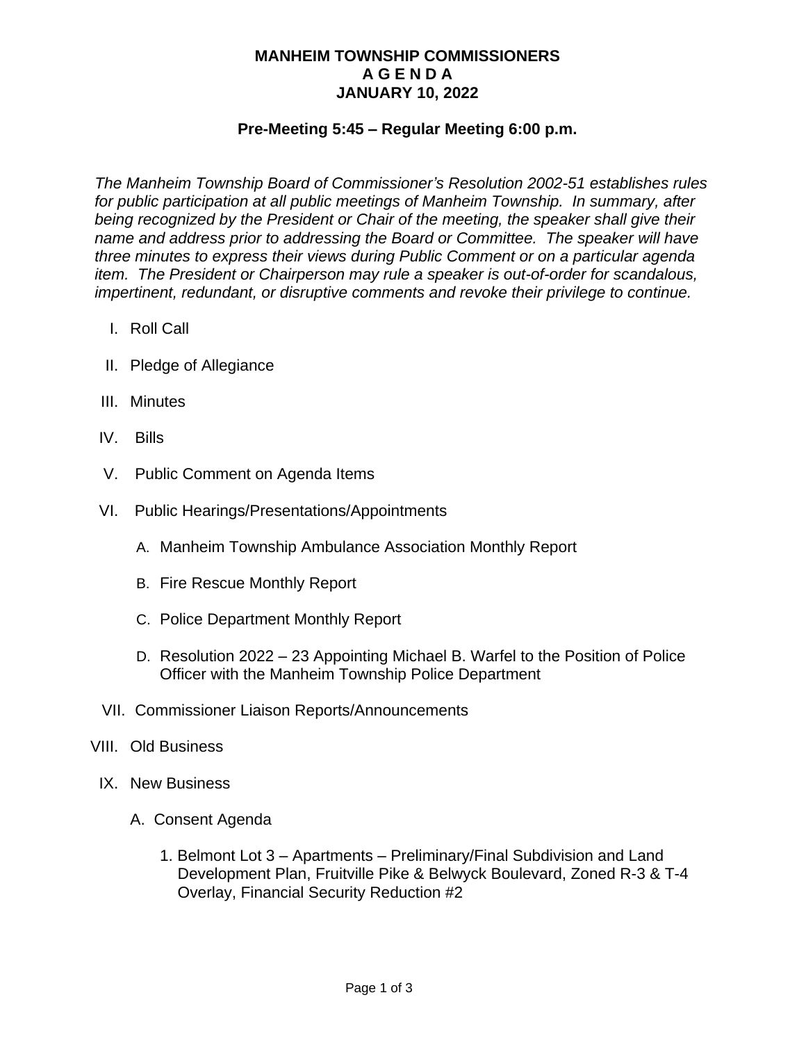# MANHEIM TOWNSHIP COMMISSIONERS
# A G E N D A
# JANUARY 10, 2022

## Pre-Meeting 5:45 – Regular Meeting 6:00 p.m.

*The Manheim Township Board of Commissioner's Resolution 2002-51 establishes rules for public participation at all public meetings of Manheim Township. In summary, after being recognized by the President or Chair of the meeting, the speaker shall give their name and address prior to addressing the Board or Committee. The speaker will have three minutes to express their views during Public Comment or on a particular agenda item. The President or Chairperson may rule a speaker is out-of-order for scandalous, impertinent, redundant, or disruptive comments and revoke their privilege to continue.*

I. Roll Call

II. Pledge of Allegiance

III. Minutes

IV. Bills

V. Public Comment on Agenda Items

VI. Public Hearings/Presentations/Appointments

   A. Manheim Township Ambulance Association Monthly Report

   B. Fire Rescue Monthly Report

   C. Police Department Monthly Report

   D. Resolution 2022 – 23 Appointing Michael B. Warfel to the Position of Police Officer with the Manheim Township Police Department

VII. Commissioner Liaison Reports/Announcements

VIII. Old Business

IX. New Business

   A. Consent Agenda

      1. Belmont Lot 3 – Apartments – Preliminary/Final Subdivision and Land Development Plan, Fruitville Pike & Belwyck Boulevard, Zoned R-3 & T-4 Overlay, Financial Security Reduction #2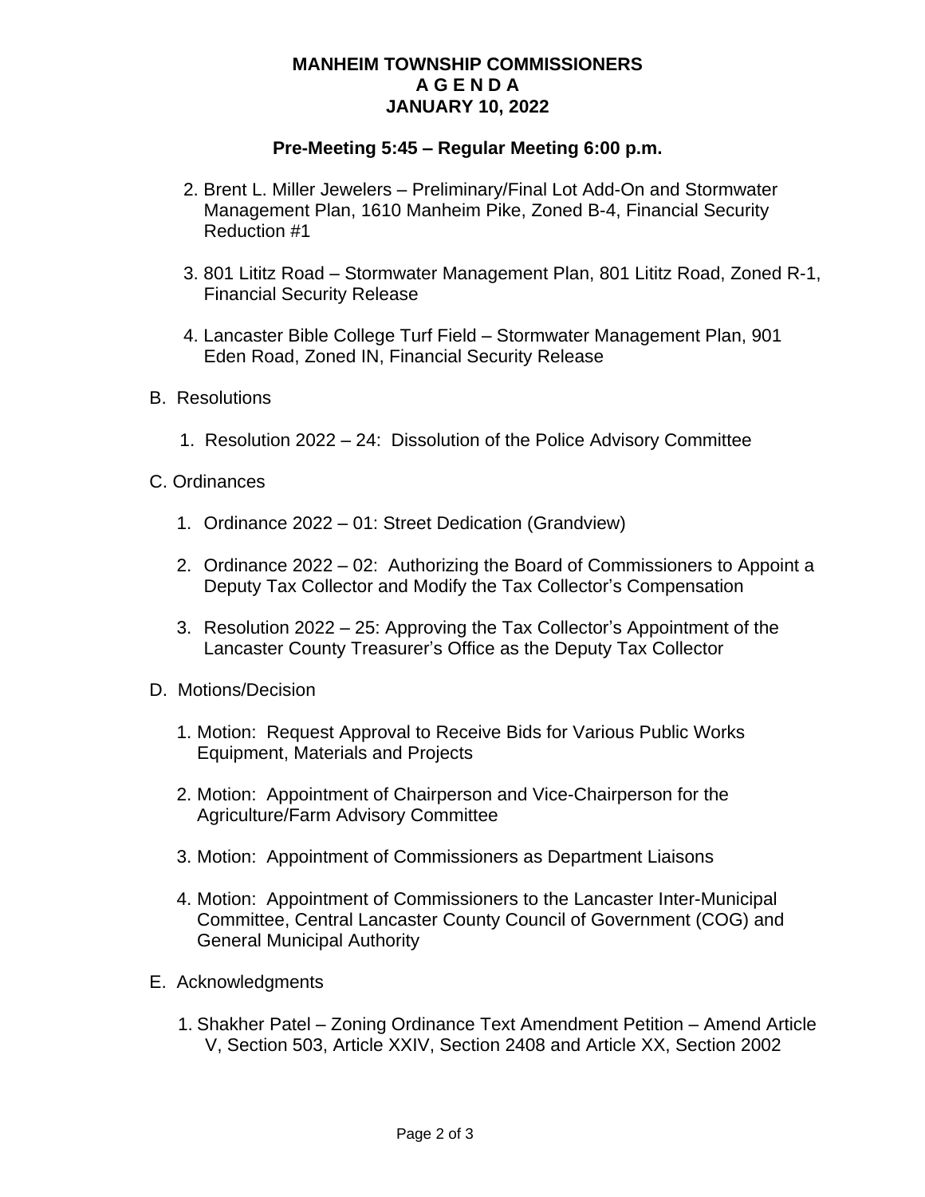**MANHEIM TOWNSHIP COMMISSIONERS**
**A G E N D A**
**JANUARY 10, 2022**

**Pre-Meeting 5:45 – Regular Meeting 6:00 p.m.**

2. Brent L. Miller Jewelers – Preliminary/Final Lot Add-On and Stormwater Management Plan, 1610 Manheim Pike, Zoned B-4, Financial Security Reduction #1

3. 801 Lititz Road – Stormwater Management Plan, 801 Lititz Road, Zoned R-1, Financial Security Release

4. Lancaster Bible College Turf Field – Stormwater Management Plan, 901 Eden Road, Zoned IN, Financial Security Release

B. Resolutions

1. Resolution 2022 – 24: Dissolution of the Police Advisory Committee

C. Ordinances

1. Ordinance 2022 – 01: Street Dedication (Grandview)

2. Ordinance 2022 – 02: Authorizing the Board of Commissioners to Appoint a Deputy Tax Collector and Modify the Tax Collector's Compensation

3. Resolution 2022 – 25: Approving the Tax Collector's Appointment of the Lancaster County Treasurer's Office as the Deputy Tax Collector

D. Motions/Decision

1. Motion: Request Approval to Receive Bids for Various Public Works Equipment, Materials and Projects

2. Motion: Appointment of Chairperson and Vice-Chairperson for the Agriculture/Farm Advisory Committee

3. Motion: Appointment of Commissioners as Department Liaisons

4. Motion: Appointment of Commissioners to the Lancaster Inter-Municipal Committee, Central Lancaster County Council of Government (COG) and General Municipal Authority

E. Acknowledgments

1. Shakher Patel – Zoning Ordinance Text Amendment Petition – Amend Article V, Section 503, Article XXIV, Section 2408 and Article XX, Section 2002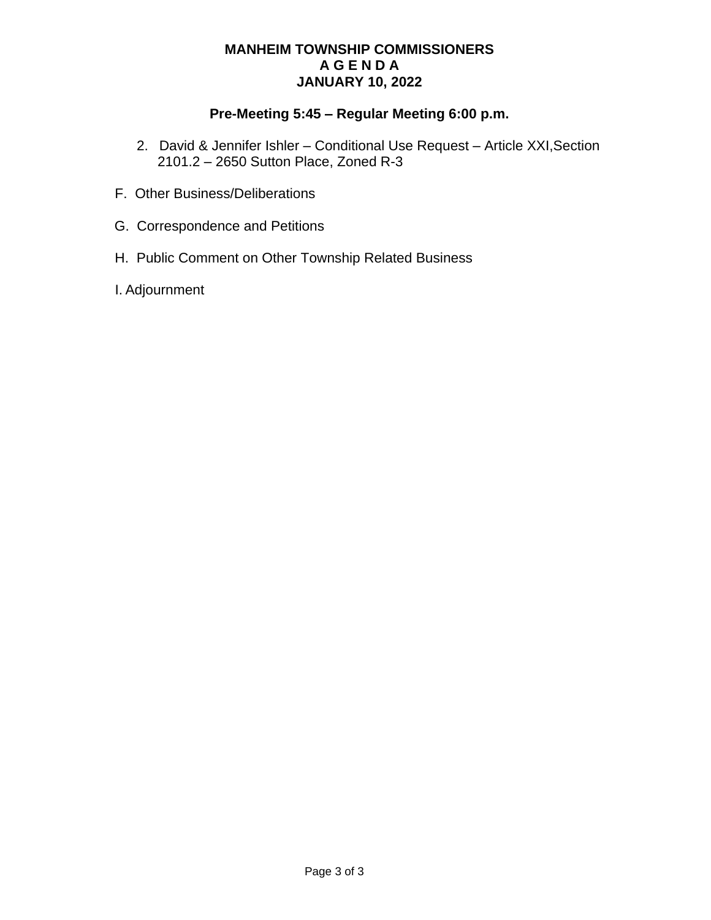**MANHEIM TOWNSHIP COMMISSIONERS**
**A G E N D A**
**JANUARY 10, 2022**

**Pre-Meeting 5:45 – Regular Meeting 6:00 p.m.**

2. David & Jennifer Ishler – Conditional Use Request – Article XXI,Section 2101.2 – 2650 Sutton Place, Zoned R-3

F. Other Business/Deliberations

G. Correspondence and Petitions

H. Public Comment on Other Township Related Business

I. Adjournment